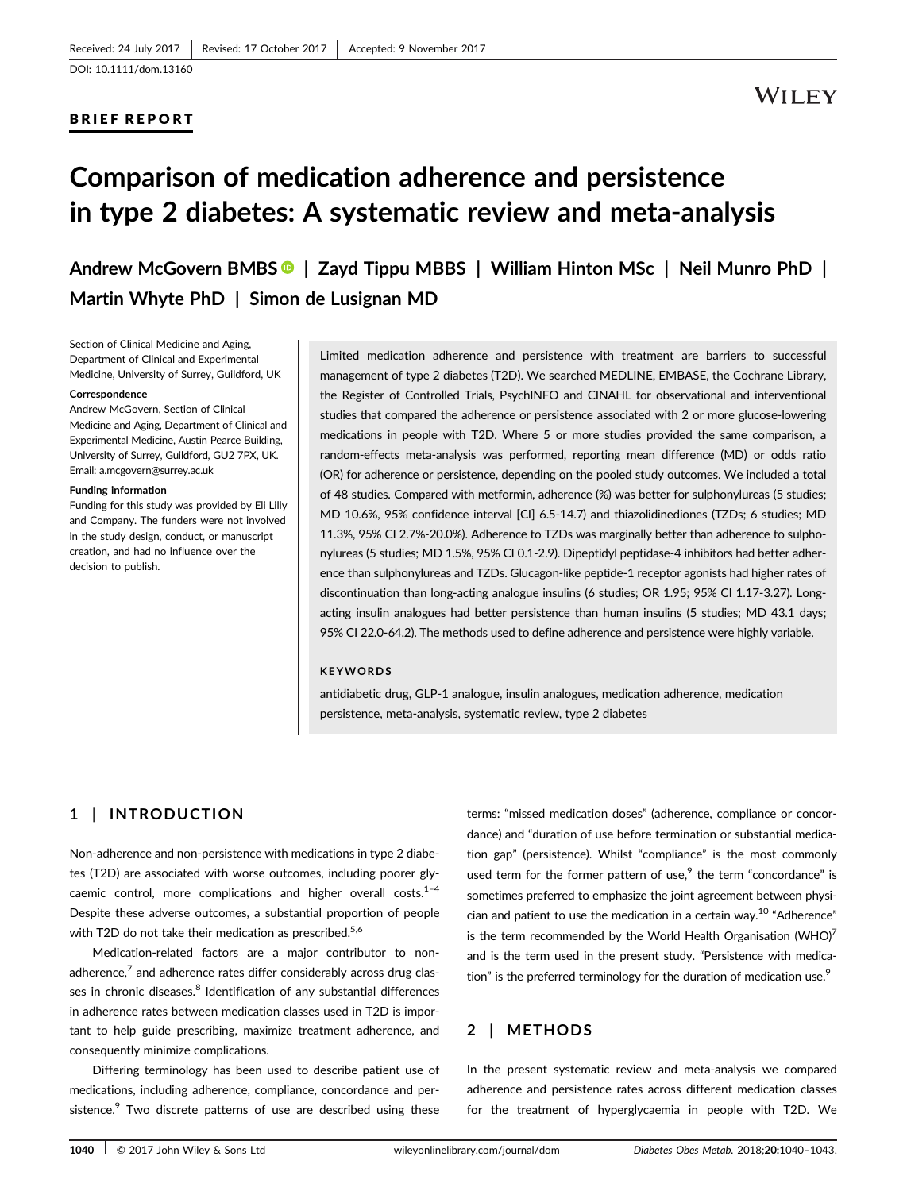Received: 24 July 2017 | Revised: 17 October 2017 | Accepted: 9 November 2017

DOI: 10.1111/dom.13160

BRIEF REPORT

# Comparison of medication adherence and persistence in type 2 diabetes: A systematic review and meta-analysis

**Andrew McGovern BMBS | Zayd Tippu MBBS | William Hinton MSc | Neil Munro PhD | Martin Whyte PhD | Simon de Lusignan MD**

Section of Clinical Medicine and Aging, Department of Clinical and Experimental Medicine, University of Surrey, Guildford, UK

**Correspondence**
Andrew McGovern, Section of Clinical Medicine and Aging, Department of Clinical and Experimental Medicine, Austin Pearce Building, University of Surrey, Guildford, GU2 7PX, UK.
Email: a.mcgovern@surrey.ac.uk

**Funding information**
Funding for this study was provided by Eli Lilly and Company. The funders were not involved in the study design, conduct, or manuscript creation, and had no influence over the decision to publish.

Limited medication adherence and persistence with treatment are barriers to successful management of type 2 diabetes (T2D). We searched MEDLINE, EMBASE, the Cochrane Library, the Register of Controlled Trials, PsychINFO and CINAHL for observational and interventional studies that compared the adherence or persistence associated with 2 or more glucose-lowering medications in people with T2D. Where 5 or more studies provided the same comparison, a random-effects meta-analysis was performed, reporting mean difference (MD) or odds ratio (OR) for adherence or persistence, depending on the pooled study outcomes. We included a total of 48 studies. Compared with metformin, adherence (%) was better for sulphonylureas (5 studies; MD 10.6%, 95% confidence interval [CI] 6.5-14.7) and thiazolidinediones (TZDs; 6 studies; MD 11.3%, 95% CI 2.7%-20.0%). Adherence to TZDs was marginally better than adherence to sulphonylureas (5 studies; MD 1.5%, 95% CI 0.1-2.9). Dipeptidyl peptidase-4 inhibitors had better adherence than sulphonylureas and TZDs. Glucagon-like peptide-1 receptor agonists had higher rates of discontinuation than long-acting analogue insulins (6 studies; OR 1.95; 95% CI 1.17-3.27). Long-acting insulin analogues had better persistence than human insulins (5 studies; MD 43.1 days; 95% CI 22.0-64.2). The methods used to define adherence and persistence were highly variable.

**KEYWORDS**

antidiabetic drug, GLP-1 analogue, insulin analogues, medication adherence, medication persistence, meta-analysis, systematic review, type 2 diabetes

## 1 | INTRODUCTION

Non-adherence and non-persistence with medications in type 2 diabetes (T2D) are associated with worse outcomes, including poorer glycaemic control, more complications and higher overall costs.[1–4] Despite these adverse outcomes, a substantial proportion of people with T2D do not take their medication as prescribed.[5,6]

Medication-related factors are a major contributor to non-adherence,[7] and adherence rates differ considerably across drug classes in chronic diseases.[8] Identification of any substantial differences in adherence rates between medication classes used in T2D is important to help guide prescribing, maximize treatment adherence, and consequently minimize complications.

Differing terminology has been used to describe patient use of medications, including adherence, compliance, concordance and persistence.[9] Two discrete patterns of use are described using these terms: "missed medication doses" (adherence, compliance or concordance) and "duration of use before termination or substantial medication gap" (persistence). Whilst "compliance" is the most commonly used term for the former pattern of use,[9] the term "concordance" is sometimes preferred to emphasize the joint agreement between physician and patient to use the medication in a certain way.[10] "Adherence" is the term recommended by the World Health Organisation (WHO)[7] and is the term used in the present study. "Persistence with medication" is the preferred terminology for the duration of medication use.[9]

## 2 | METHODS

In the present systematic review and meta-analysis we compared adherence and persistence rates across different medication classes for the treatment of hyperglycaemia in people with T2D. We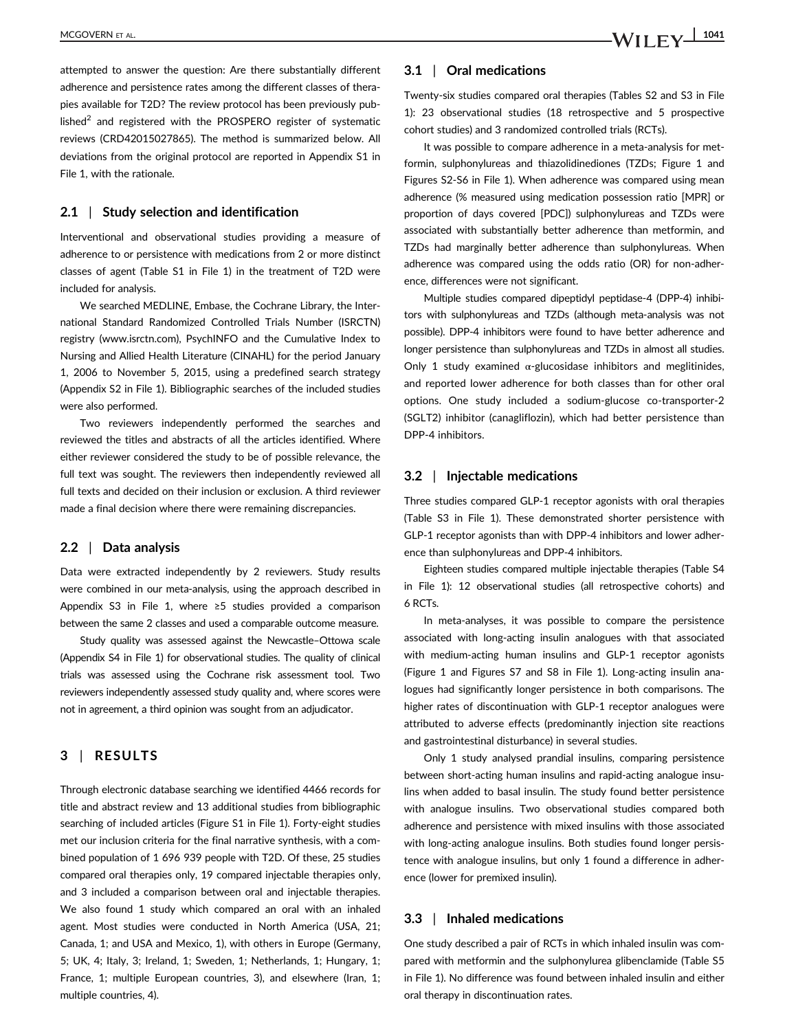attempted to answer the question: Are there substantially different adherence and persistence rates among the different classes of therapies available for T2D? The review protocol has been previously published[2] and registered with the PROSPERO register of systematic reviews (CRD42015027865). The method is summarized below. All deviations from the original protocol are reported in Appendix S1 in File 1, with the rationale.

## 2.1 | Study selection and identification

Interventional and observational studies providing a measure of adherence to or persistence with medications from 2 or more distinct classes of agent (Table S1 in File 1) in the treatment of T2D were included for analysis.

We searched MEDLINE, Embase, the Cochrane Library, the International Standard Randomized Controlled Trials Number (ISRCTN) registry (www.isrctn.com), PsychINFO and the Cumulative Index to Nursing and Allied Health Literature (CINAHL) for the period January 1, 2006 to November 5, 2015, using a predefined search strategy (Appendix S2 in File 1). Bibliographic searches of the included studies were also performed.

Two reviewers independently performed the searches and reviewed the titles and abstracts of all the articles identified. Where either reviewer considered the study to be of possible relevance, the full text was sought. The reviewers then independently reviewed all full texts and decided on their inclusion or exclusion. A third reviewer made a final decision where there were remaining discrepancies.

## 2.2 | Data analysis

Data were extracted independently by 2 reviewers. Study results were combined in our meta-analysis, using the approach described in Appendix S3 in File 1, where ≥5 studies provided a comparison between the same 2 classes and used a comparable outcome measure.

Study quality was assessed against the Newcastle–Ottowa scale (Appendix S4 in File 1) for observational studies. The quality of clinical trials was assessed using the Cochrane risk assessment tool. Two reviewers independently assessed study quality and, where scores were not in agreement, a third opinion was sought from an adjudicator.

# 3 | RESULTS

Through electronic database searching we identified 4466 records for title and abstract review and 13 additional studies from bibliographic searching of included articles (Figure S1 in File 1). Forty-eight studies met our inclusion criteria for the final narrative synthesis, with a combined population of 1 696 939 people with T2D. Of these, 25 studies compared oral therapies only, 19 compared injectable therapies only, and 3 included a comparison between oral and injectable therapies. We also found 1 study which compared an oral with an inhaled agent. Most studies were conducted in North America (USA, 21; Canada, 1; and USA and Mexico, 1), with others in Europe (Germany, 5; UK, 4; Italy, 3; Ireland, 1; Sweden, 1; Netherlands, 1; Hungary, 1; France, 1; multiple European countries, 3), and elsewhere (Iran, 1; multiple countries, 4).

## 3.1 | Oral medications

Twenty-six studies compared oral therapies (Tables S2 and S3 in File 1): 23 observational studies (18 retrospective and 5 prospective cohort studies) and 3 randomized controlled trials (RCTs).

It was possible to compare adherence in a meta-analysis for metformin, sulphonylureas and thiazolidinediones (TZDs; Figure 1 and Figures S2-S6 in File 1). When adherence was compared using mean adherence (% measured using medication possession ratio [MPR] or proportion of days covered [PDC]) sulphonylureas and TZDs were associated with substantially better adherence than metformin, and TZDs had marginally better adherence than sulphonylureas. When adherence was compared using the odds ratio (OR) for non-adherence, differences were not significant.

Multiple studies compared dipeptidyl peptidase-4 (DPP-4) inhibitors with sulphonylureas and TZDs (although meta-analysis was not possible). DPP-4 inhibitors were found to have better adherence and longer persistence than sulphonylureas and TZDs in almost all studies. Only 1 study examined α-glucosidase inhibitors and meglitinides, and reported lower adherence for both classes than for other oral options. One study included a sodium-glucose co-transporter-2 (SGLT2) inhibitor (canagliflozin), which had better persistence than DPP-4 inhibitors.

## 3.2 | Injectable medications

Three studies compared GLP-1 receptor agonists with oral therapies (Table S3 in File 1). These demonstrated shorter persistence with GLP-1 receptor agonists than with DPP-4 inhibitors and lower adherence than sulphonylureas and DPP-4 inhibitors.

Eighteen studies compared multiple injectable therapies (Table S4 in File 1): 12 observational studies (all retrospective cohorts) and 6 RCTs.

In meta-analyses, it was possible to compare the persistence associated with long-acting insulin analogues with that associated with medium-acting human insulins and GLP-1 receptor agonists (Figure 1 and Figures S7 and S8 in File 1). Long-acting insulin analogues had significantly longer persistence in both comparisons. The higher rates of discontinuation with GLP-1 receptor analogues were attributed to adverse effects (predominantly injection site reactions and gastrointestinal disturbance) in several studies.

Only 1 study analysed prandial insulins, comparing persistence between short-acting human insulins and rapid-acting analogue insulins when added to basal insulin. The study found better persistence with analogue insulins. Two observational studies compared both adherence and persistence with mixed insulins with those associated with long-acting analogue insulins. Both studies found longer persistence with analogue insulins, but only 1 found a difference in adherence (lower for premixed insulin).

## 3.3 | Inhaled medications

One study described a pair of RCTs in which inhaled insulin was compared with metformin and the sulphonylurea glibenclamide (Table S5 in File 1). No difference was found between inhaled insulin and either oral therapy in discontinuation rates.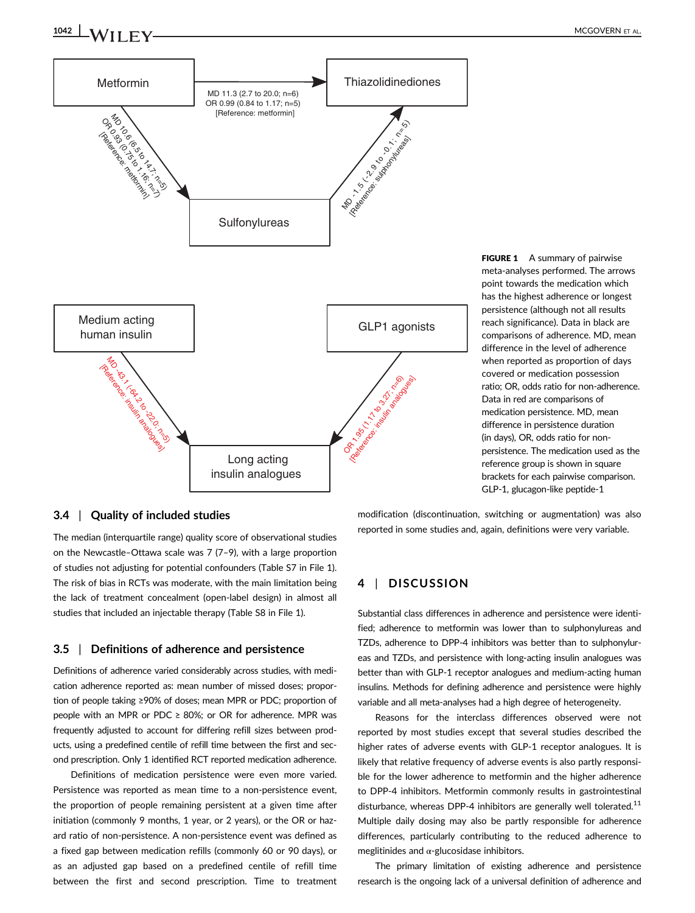FIGURE 1 A summary of pairwise meta-analyses performed. The arrows point towards the medication which has the highest adherence or longest persistence (although not all results reach significance). Data in black are comparisons of adherence. MD, mean difference in the level of adherence when reported as proportion of days covered or medication possession ratio; OR, odds ratio for non-adherence. Data in red are comparisons of medication persistence. MD, mean difference in persistence duration (in days), OR, odds ratio for non-persistence. The medication used as the reference group is shown in square brackets for each pairwise comparison. GLP-1, glucagon-like peptide-1

### 3.4 | Quality of included studies

The median (interquartile range) quality score of observational studies on the Newcastle–Ottawa scale was 7 (7–9), with a large proportion of studies not adjusting for potential confounders (Table S7 in File 1). The risk of bias in RCTs was moderate, with the main limitation being the lack of treatment concealment (open-label design) in almost all studies that included an injectable therapy (Table S8 in File 1).

### 3.5 | Definitions of adherence and persistence

Definitions of adherence varied considerably across studies, with medication adherence reported as: mean number of missed doses; proportion of people taking ≥90% of doses; mean MPR or PDC; proportion of people with an MPR or PDC ≥ 80%; or OR for adherence. MPR was frequently adjusted to account for differing refill sizes between products, using a predefined centile of refill time between the first and second prescription. Only 1 identified RCT reported medication adherence.

Definitions of medication persistence were even more varied. Persistence was reported as mean time to a non-persistence event, the proportion of people remaining persistent at a given time after initiation (commonly 9 months, 1 year, or 2 years), or the OR or hazard ratio of non-persistence. A non-persistence event was defined as a fixed gap between medication refills (commonly 60 or 90 days), or as an adjusted gap based on a predefined centile of refill time between the first and second prescription. Time to treatment modification (discontinuation, switching or augmentation) was also reported in some studies and, again, definitions were very variable.

## 4 | DISCUSSION

Substantial class differences in adherence and persistence were identified; adherence to metformin was lower than to sulphonylureas and TZDs, adherence to DPP-4 inhibitors was better than to sulphonylureas and TZDs, and persistence with long-acting insulin analogues was better than with GLP-1 receptor analogues and medium-acting human insulins. Methods for defining adherence and persistence were highly variable and all meta-analyses had a high degree of heterogeneity.

Reasons for the interclass differences observed were not reported by most studies except that several studies described the higher rates of adverse events with GLP-1 receptor analogues. It is likely that relative frequency of adverse events is also partly responsible for the lower adherence to metformin and the higher adherence to DPP-4 inhibitors. Metformin commonly results in gastrointestinal disturbance, whereas DPP-4 inhibitors are generally well tolerated.[11] Multiple daily dosing may also be partly responsible for adherence differences, particularly contributing to the reduced adherence to meglitinides and α-glucosidase inhibitors.

The primary limitation of existing adherence and persistence research is the ongoing lack of a universal definition of adherence and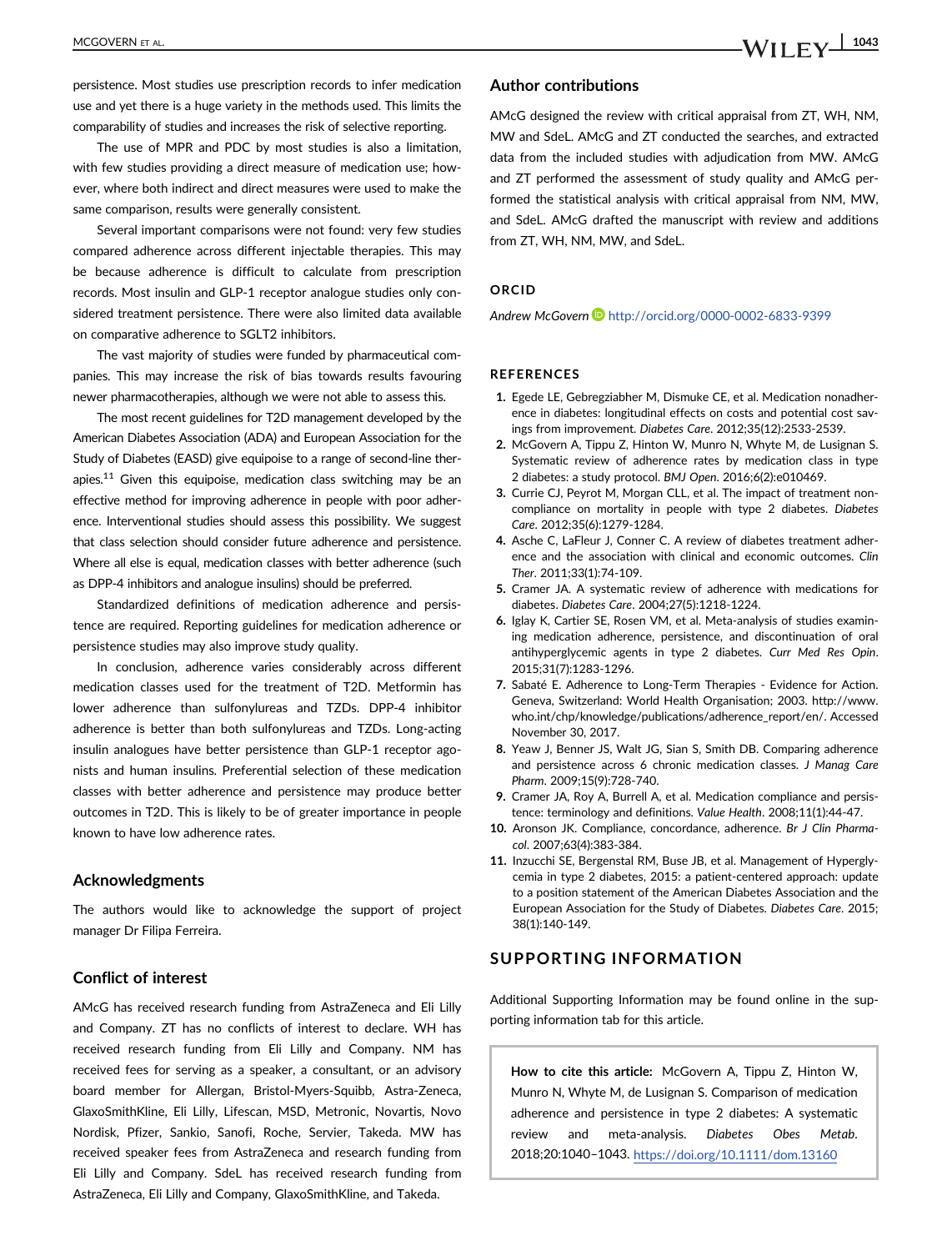persistence. Most studies use prescription records to infer medication use and yet there is a huge variety in the methods used. This limits the comparability of studies and increases the risk of selective reporting.

The use of MPR and PDC by most studies is also a limitation, with few studies providing a direct measure of medication use; however, where both indirect and direct measures were used to make the same comparison, results were generally consistent.

Several important comparisons were not found: very few studies compared adherence across different injectable therapies. This may be because adherence is difficult to calculate from prescription records. Most insulin and GLP-1 receptor analogue studies only considered treatment persistence. There were also limited data available on comparative adherence to SGLT2 inhibitors.

The vast majority of studies were funded by pharmaceutical companies. This may increase the risk of bias towards results favouring newer pharmacotherapies, although we were not able to assess this.

The most recent guidelines for T2D management developed by the American Diabetes Association (ADA) and European Association for the Study of Diabetes (EASD) give equipoise to a range of second-line therapies.[11] Given this equipoise, medication class switching may be an effective method for improving adherence in people with poor adherence. Interventional studies should assess this possibility. We suggest that class selection should consider future adherence and persistence. Where all else is equal, medication classes with better adherence (such as DPP-4 inhibitors and analogue insulins) should be preferred.

Standardized definitions of medication adherence and persistence are required. Reporting guidelines for medication adherence or persistence studies may also improve study quality.

In conclusion, adherence varies considerably across different medication classes used for the treatment of T2D. Metformin has lower adherence than sulfonylureas and TZDs. DPP-4 inhibitor adherence is better than both sulfonylureas and TZDs. Long-acting insulin analogues have better persistence than GLP-1 receptor agonists and human insulins. Preferential selection of these medication classes with better adherence and persistence may produce better outcomes in T2D. This is likely to be of greater importance in people known to have low adherence rates.

## Acknowledgments

The authors would like to acknowledge the support of project manager Dr Filipa Ferreira.

## Conflict of interest

AMcG has received research funding from AstraZeneca and Eli Lilly and Company. ZT has no conflicts of interest to declare. WH has received research funding from Eli Lilly and Company. NM has received fees for serving as a speaker, a consultant, or an advisory board member for Allergan, Bristol-Myers-Squibb, Astra-Zeneca, GlaxoSmithKline, Eli Lilly, Lifescan, MSD, Metronic, Novartis, Novo Nordisk, Pfizer, Sankio, Sanofi, Roche, Servier, Takeda. MW has received speaker fees from AstraZeneca and research funding from Eli Lilly and Company. SdeL has received research funding from AstraZeneca, Eli Lilly and Company, GlaxoSmithKline, and Takeda.

## Author contributions

AMcG designed the review with critical appraisal from ZT, WH, NM, MW and SdeL. AMcG and ZT conducted the searches, and extracted data from the included studies with adjudication from MW. AMcG and ZT performed the assessment of study quality and AMcG performed the statistical analysis with critical appraisal from NM, MW, and SdeL. AMcG drafted the manuscript with review and additions from ZT, WH, NM, MW, and SdeL.

### ORCID

*Andrew McGovern* http://orcid.org/0000-0002-6833-9399

## REFERENCES

1. Egede LE, Gebregziabher M, Dismuke CE, et al. Medication nonadherence in diabetes: longitudinal effects on costs and potential cost savings from improvement. *Diabetes Care*. 2012;35(12):2533-2539.
2. McGovern A, Tippu Z, Hinton W, Munro N, Whyte M, de Lusignan S. Systematic review of adherence rates by medication class in type 2 diabetes: a study protocol. *BMJ Open*. 2016;6(2):e010469.
3. Currie CJ, Peyrot M, Morgan CLL, et al. The impact of treatment noncompliance on mortality in people with type 2 diabetes. *Diabetes Care*. 2012;35(6):1279-1284.
4. Asche C, LaFleur J, Conner C. A review of diabetes treatment adherence and the association with clinical and economic outcomes. *Clin Ther*. 2011;33(1):74-109.
5. Cramer JA. A systematic review of adherence with medications for diabetes. *Diabetes Care*. 2004;27(5):1218-1224.
6. Iglay K, Cartier SE, Rosen VM, et al. Meta-analysis of studies examining medication adherence, persistence, and discontinuation of oral antihyperglycemic agents in type 2 diabetes. *Curr Med Res Opin*. 2015;31(7):1283-1296.
7. Sabaté E. Adherence to Long-Term Therapies - Evidence for Action. Geneva, Switzerland: World Health Organisation; 2003. http://www.who.int/chp/knowledge/publications/adherence_report/en/. Accessed November 30, 2017.
8. Yeaw J, Benner JS, Walt JG, Sian S, Smith DB. Comparing adherence and persistence across 6 chronic medication classes. *J Manag Care Pharm*. 2009;15(9):728-740.
9. Cramer JA, Roy A, Burrell A, et al. Medication compliance and persistence: terminology and definitions. *Value Health*. 2008;11(1):44-47.
10. Aronson JK. Compliance, concordance, adherence. *Br J Clin Pharmacol*. 2007;63(4):383-384.
11. Inzucchi SE, Bergenstal RM, Buse JB, et al. Management of Hyperglycemia in type 2 diabetes, 2015: a patient-centered approach: update to a position statement of the American Diabetes Association and the European Association for the Study of Diabetes. *Diabetes Care*. 2015;38(1):140-149.

## SUPPORTING INFORMATION

Additional Supporting Information may be found online in the supporting information tab for this article.

**How to cite this article:** McGovern A, Tippu Z, Hinton W, Munro N, Whyte M, de Lusignan S. Comparison of medication adherence and persistence in type 2 diabetes: A systematic review and meta-analysis. *Diabetes Obes Metab*. 2018;20:1040–1043. https://doi.org/10.1111/dom.13160